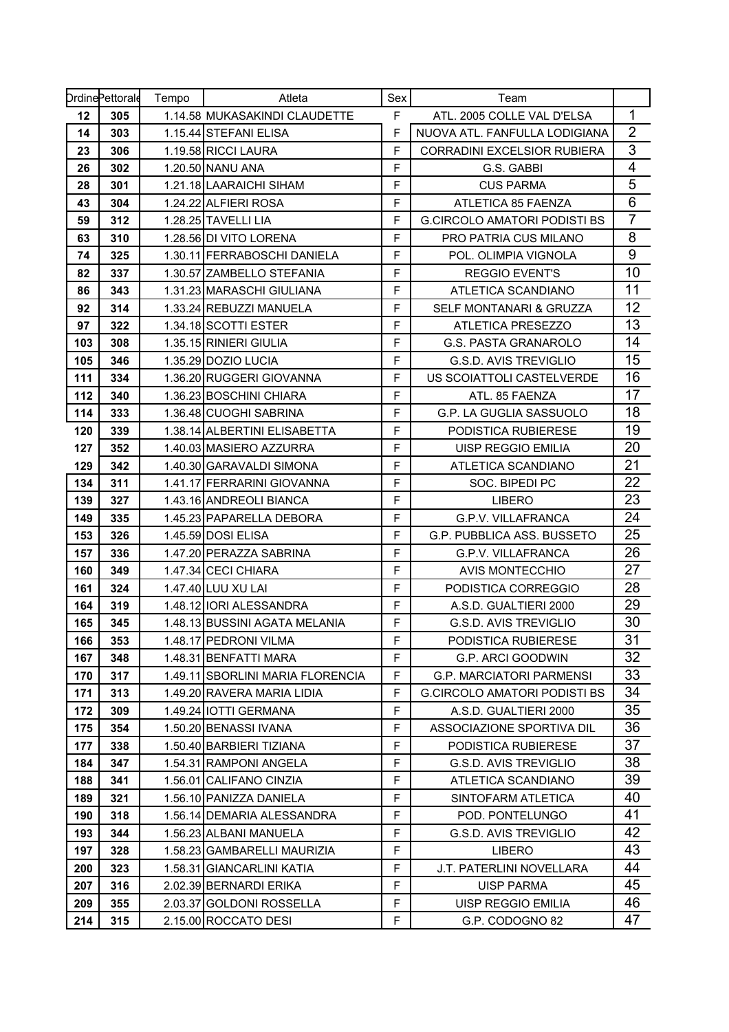| Ordine | Pettorale | Tempo | Atleta | Sex | Team | |
|---|---|---|---|---|---|---|
| 12 | 305 | 1.14.58 | MUKASAKINDI CLAUDETTE | F | ATL. 2005 COLLE VAL D'ELSA | 1 |
| 14 | 303 | 1.15.44 | STEFANI ELISA | F | NUOVA ATL. FANFULLA LODIGIANA | 2 |
| 23 | 306 | 1.19.58 | RICCI LAURA | F | CORRADINI EXCELSIOR RUBIERA | 3 |
| 26 | 302 | 1.20.50 | NANU ANA | F | G.S. GABBI | 4 |
| 28 | 301 | 1.21.18 | LAARAICHI SIHAM | F | CUS PARMA | 5 |
| 43 | 304 | 1.24.22 | ALFIERI ROSA | F | ATLETICA 85 FAENZA | 6 |
| 59 | 312 | 1.28.25 | TAVELLI LIA | F | G.CIRCOLO AMATORI PODISTI BS | 7 |
| 63 | 310 | 1.28.56 | DI VITO LORENA | F | PRO PATRIA CUS MILANO | 8 |
| 74 | 325 | 1.30.11 | FERRABOSCHI DANIELA | F | POL. OLIMPIA VIGNOLA | 9 |
| 82 | 337 | 1.30.57 | ZAMBELLO STEFANIA | F | REGGIO EVENT'S | 10 |
| 86 | 343 | 1.31.23 | MARASCHI GIULIANA | F | ATLETICA SCANDIANO | 11 |
| 92 | 314 | 1.33.24 | REBUZZI MANUELA | F | SELF MONTANARI & GRUZZA | 12 |
| 97 | 322 | 1.34.18 | SCOTTI ESTER | F | ATLETICA PRESEZZO | 13 |
| 103 | 308 | 1.35.15 | RINIERI GIULIA | F | G.S. PASTA GRANAROLO | 14 |
| 105 | 346 | 1.35.29 | DOZIO LUCIA | F | G.S.D. AVIS TREVIGLIO | 15 |
| 111 | 334 | 1.36.20 | RUGGERI GIOVANNA | F | US SCOIATTOLI CASTELVERDE | 16 |
| 112 | 340 | 1.36.23 | BOSCHINI CHIARA | F | ATL. 85 FAENZA | 17 |
| 114 | 333 | 1.36.48 | CUOGHI SABRINA | F | G.P. LA GUGLIA SASSUOLO | 18 |
| 120 | 339 | 1.38.14 | ALBERTINI ELISABETTA | F | PODISTICA RUBIERESE | 19 |
| 127 | 352 | 1.40.03 | MASIERO AZZURRA | F | UISP REGGIO EMILIA | 20 |
| 129 | 342 | 1.40.30 | GARAVALDI SIMONA | F | ATLETICA SCANDIANO | 21 |
| 134 | 311 | 1.41.17 | FERRARINI GIOVANNA | F | SOC. BIPEDI PC | 22 |
| 139 | 327 | 1.43.16 | ANDREOLI BIANCA | F | LIBERO | 23 |
| 149 | 335 | 1.45.23 | PAPARELLA DEBORA | F | G.P.V. VILLAFRANCA | 24 |
| 153 | 326 | 1.45.59 | DOSI ELISA | F | G.P. PUBBLICA ASS. BUSSETO | 25 |
| 157 | 336 | 1.47.20 | PERAZZA SABRINA | F | G.P.V. VILLAFRANCA | 26 |
| 160 | 349 | 1.47.34 | CECI CHIARA | F | AVIS MONTECCHIO | 27 |
| 161 | 324 | 1.47.40 | LUU XU LAI | F | PODISTICA CORREGGIO | 28 |
| 164 | 319 | 1.48.12 | IORI ALESSANDRA | F | A.S.D. GUALTIERI 2000 | 29 |
| 165 | 345 | 1.48.13 | BUSSINI AGATA MELANIA | F | G.S.D. AVIS TREVIGLIO | 30 |
| 166 | 353 | 1.48.17 | PEDRONI VILMA | F | PODISTICA RUBIERESE | 31 |
| 167 | 348 | 1.48.31 | BENFATTI MARA | F | G.P. ARCI GOODWIN | 32 |
| 170 | 317 | 1.49.11 | SBORLINI MARIA FLORENCIA | F | G.P. MARCIATORI PARMENSI | 33 |
| 171 | 313 | 1.49.20 | RAVERA MARIA LIDIA | F | G.CIRCOLO AMATORI PODISTI BS | 34 |
| 172 | 309 | 1.49.24 | IOTTI GERMANA | F | A.S.D. GUALTIERI 2000 | 35 |
| 175 | 354 | 1.50.20 | BENASSI IVANA | F | ASSOCIAZIONE SPORTIVA DIL | 36 |
| 177 | 338 | 1.50.40 | BARBIERI TIZIANA | F | PODISTICA RUBIERESE | 37 |
| 184 | 347 | 1.54.31 | RAMPONI ANGELA | F | G.S.D. AVIS TREVIGLIO | 38 |
| 188 | 341 | 1.56.01 | CALIFANO CINZIA | F | ATLETICA SCANDIANO | 39 |
| 189 | 321 | 1.56.10 | PANIZZA DANIELA | F | SINTOFARM ATLETICA | 40 |
| 190 | 318 | 1.56.14 | DEMARIA ALESSANDRA | F | POD. PONTELUNGO | 41 |
| 193 | 344 | 1.56.23 | ALBANI MANUELA | F | G.S.D. AVIS TREVIGLIO | 42 |
| 197 | 328 | 1.58.23 | GAMBARELLI MAURIZIA | F | LIBERO | 43 |
| 200 | 323 | 1.58.31 | GIANCARLINI KATIA | F | J.T. PATERLINI NOVELLARA | 44 |
| 207 | 316 | 2.02.39 | BERNARDI ERIKA | F | UISP PARMA | 45 |
| 209 | 355 | 2.03.37 | GOLDONI ROSSELLA | F | UISP REGGIO EMILIA | 46 |
| 214 | 315 | 2.15.00 | ROCCATO DESI | F | G.P. CODOGNO 82 | 47 |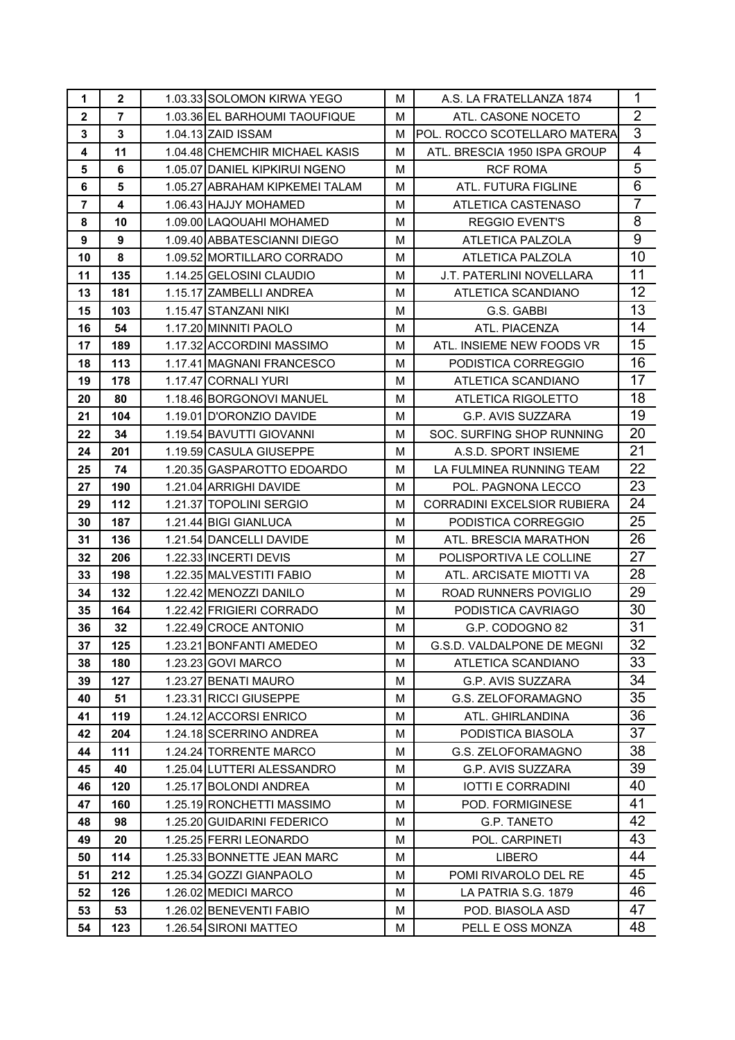| | | | | | | |
|---|---|---|---|---|---|---|
| **1** | **2** | 1.03.33 | SOLOMON KIRWA YEGO | M | A.S. LA FRATELLANZA 1874 | 1 |
| **2** | **7** | 1.03.36 | EL BARHOUMI TAOUFIQUE | M | ATL. CASONE NOCETO | 2 |
| **3** | **3** | 1.04.13 | ZAID ISSAM | M | POL. ROCCO SCOTELLARO MATERA | 3 |
| **4** | **11** | 1.04.48 | CHEMCHIR MICHAEL KASIS | M | ATL. BRESCIA 1950 ISPA GROUP | 4 |
| **5** | **6** | 1.05.07 | DANIEL KIPKIRUI NGENO | M | RCF ROMA | 5 |
| **6** | **5** | 1.05.27 | ABRAHAM KIPKEMEI TALAM | M | ATL. FUTURA FIGLINE | 6 |
| **7** | **4** | 1.06.43 | HAJJY MOHAMED | M | ATLETICA CASTENASO | 7 |
| **8** | **10** | 1.09.00 | LAQOUAHI MOHAMED | M | REGGIO EVENT'S | 8 |
| **9** | **9** | 1.09.40 | ABBATESCIANNI DIEGO | M | ATLETICA PALZOLA | 9 |
| **10** | **8** | 1.09.52 | MORTILLARO CORRADO | M | ATLETICA PALZOLA | 10 |
| **11** | **135** | 1.14.25 | GELOSINI CLAUDIO | M | J.T. PATERLINI NOVELLARA | 11 |
| **13** | **181** | 1.15.17 | ZAMBELLI ANDREA | M | ATLETICA SCANDIANO | 12 |
| **15** | **103** | 1.15.47 | STANZANI NIKI | M | G.S. GABBI | 13 |
| **16** | **54** | 1.17.20 | MINNITI PAOLO | M | ATL. PIACENZA | 14 |
| **17** | **189** | 1.17.32 | ACCORDINI MASSIMO | M | ATL. INSIEME NEW FOODS VR | 15 |
| **18** | **113** | 1.17.41 | MAGNANI FRANCESCO | M | PODISTICA CORREGGIO | 16 |
| **19** | **178** | 1.17.47 | CORNALI YURI | M | ATLETICA SCANDIANO | 17 |
| **20** | **80** | 1.18.46 | BORGONOVI MANUEL | M | ATLETICA RIGOLETTO | 18 |
| **21** | **104** | 1.19.01 | D'ORONZIO DAVIDE | M | G.P. AVIS SUZZARA | 19 |
| **22** | **34** | 1.19.54 | BAVUTTI GIOVANNI | M | SOC. SURFING SHOP RUNNING | 20 |
| **24** | **201** | 1.19.59 | CASULA GIUSEPPE | M | A.S.D. SPORT INSIEME | 21 |
| **25** | **74** | 1.20.35 | GASPAROTTO EDOARDO | M | LA FULMINEA RUNNING TEAM | 22 |
| **27** | **190** | 1.21.04 | ARRIGHI DAVIDE | M | POL. PAGNONA LECCO | 23 |
| **29** | **112** | 1.21.37 | TOPOLINI SERGIO | M | CORRADINI EXCELSIOR RUBIERA | 24 |
| **30** | **187** | 1.21.44 | BIGI GIANLUCA | M | PODISTICA CORREGGIO | 25 |
| **31** | **136** | 1.21.54 | DANCELLI DAVIDE | M | ATL. BRESCIA MARATHON | 26 |
| **32** | **206** | 1.22.33 | INCERTI DEVIS | M | POLISPORTIVA LE COLLINE | 27 |
| **33** | **198** | 1.22.35 | MALVESTITI FABIO | M | ATL. ARCISATE MIOTTI VA | 28 |
| **34** | **132** | 1.22.42 | MENOZZI DANILO | M | ROAD RUNNERS POVIGLIO | 29 |
| **35** | **164** | 1.22.42 | FRIGIERI CORRADO | M | PODISTICA CAVRIAGO | 30 |
| **36** | **32** | 1.22.49 | CROCE ANTONIO | M | G.P. CODOGNO 82 | 31 |
| **37** | **125** | 1.23.21 | BONFANTI AMEDEO | M | G.S.D. VALDALPONE DE MEGNI | 32 |
| **38** | **180** | 1.23.23 | GOVI MARCO | M | ATLETICA SCANDIANO | 33 |
| **39** | **127** | 1.23.27 | BENATI MAURO | M | G.P. AVIS SUZZARA | 34 |
| **40** | **51** | 1.23.31 | RICCI GIUSEPPE | M | G.S. ZELOFORAMAGNO | 35 |
| **41** | **119** | 1.24.12 | ACCORSI ENRICO | M | ATL. GHIRLANDINA | 36 |
| **42** | **204** | 1.24.18 | SCERRINO ANDREA | M | PODISTICA BIASOLA | 37 |
| **44** | **111** | 1.24.24 | TORRENTE MARCO | M | G.S. ZELOFORAMAGNO | 38 |
| **45** | **40** | 1.25.04 | LUTTERI ALESSANDRO | M | G.P. AVIS SUZZARA | 39 |
| **46** | **120** | 1.25.17 | BOLONDI ANDREA | M | IOTTI E CORRADINI | 40 |
| **47** | **160** | 1.25.19 | RONCHETTI MASSIMO | M | POD. FORMIGINESE | 41 |
| **48** | **98** | 1.25.20 | GUIDARINI FEDERICO | M | G.P. TANETO | 42 |
| **49** | **20** | 1.25.25 | FERRI LEONARDO | M | POL. CARPINETI | 43 |
| **50** | **114** | 1.25.33 | BONNETTE JEAN MARC | M | LIBERO | 44 |
| **51** | **212** | 1.25.34 | GOZZI GIANPAOLO | M | POMI RIVAROLO DEL RE | 45 |
| **52** | **126** | 1.26.02 | MEDICI MARCO | M | LA PATRIA S.G. 1879 | 46 |
| **53** | **53** | 1.26.02 | BENEVENTI FABIO | M | POD. BIASOLA ASD | 47 |
| **54** | **123** | 1.26.54 | SIRONI MATTEO | M | PELL E OSS MONZA | 48 |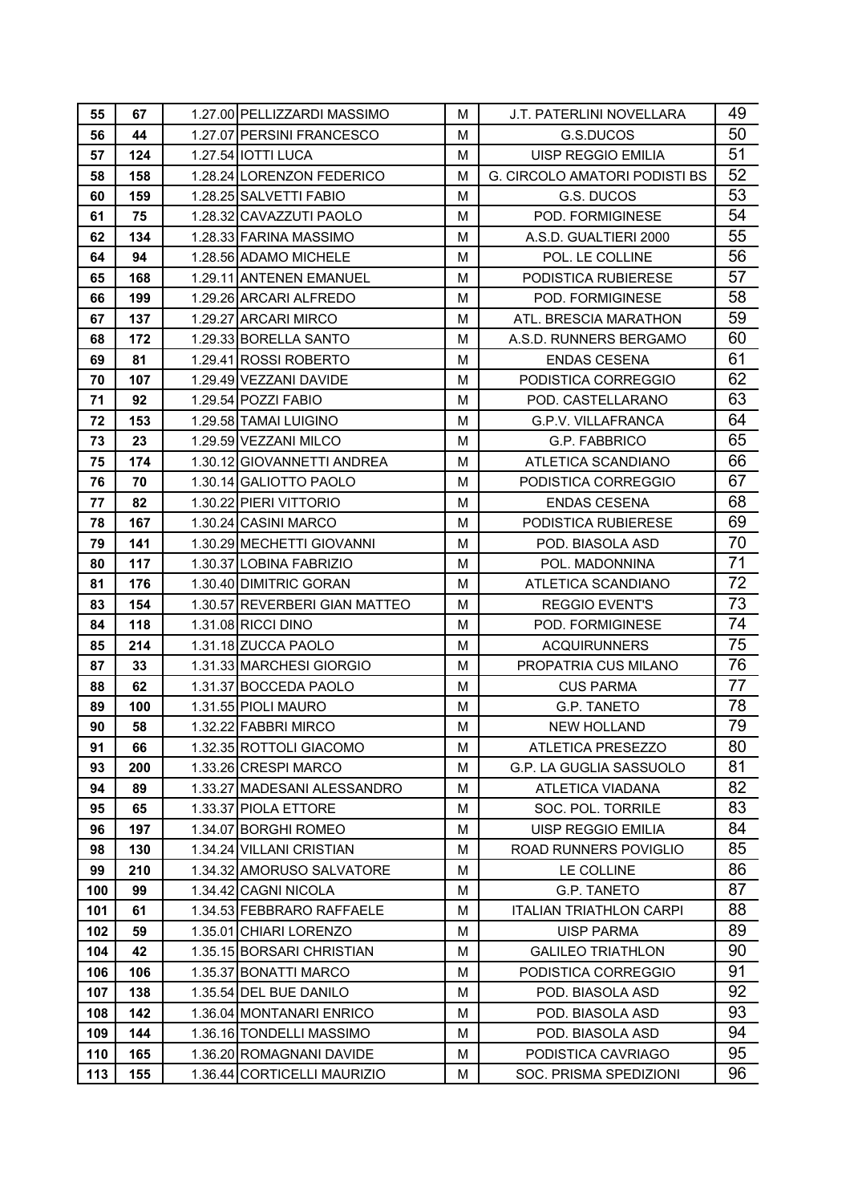| | | | | | | |
|---|---|---|---|---|---|---|
| 55 | 67 | 1.27.00 | PELLIZZARDI MASSIMO | M | J.T. PATERLINI NOVELLARA | 49 |
| 56 | 44 | 1.27.07 | PERSINI FRANCESCO | M | G.S.DUCOS | 50 |
| 57 | 124 | 1.27.54 | IOTTI LUCA | M | UISP REGGIO EMILIA | 51 |
| 58 | 158 | 1.28.24 | LORENZON FEDERICO | M | G. CIRCOLO AMATORI PODISTI BS | 52 |
| 60 | 159 | 1.28.25 | SALVETTI FABIO | M | G.S. DUCOS | 53 |
| 61 | 75 | 1.28.32 | CAVAZZUTI PAOLO | M | POD. FORMIGINESE | 54 |
| 62 | 134 | 1.28.33 | FARINA MASSIMO | M | A.S.D. GUALTIERI 2000 | 55 |
| 64 | 94 | 1.28.56 | ADAMO MICHELE | M | POL. LE COLLINE | 56 |
| 65 | 168 | 1.29.11 | ANTENEN EMANUEL | M | PODISTICA RUBIERESE | 57 |
| 66 | 199 | 1.29.26 | ARCARI ALFREDO | M | POD. FORMIGINESE | 58 |
| 67 | 137 | 1.29.27 | ARCARI MIRCO | M | ATL. BRESCIA MARATHON | 59 |
| 68 | 172 | 1.29.33 | BORELLA SANTO | M | A.S.D. RUNNERS BERGAMO | 60 |
| 69 | 81 | 1.29.41 | ROSSI ROBERTO | M | ENDAS CESENA | 61 |
| 70 | 107 | 1.29.49 | VEZZANI DAVIDE | M | PODISTICA CORREGGIO | 62 |
| 71 | 92 | 1.29.54 | POZZI FABIO | M | POD. CASTELLARANO | 63 |
| 72 | 153 | 1.29.58 | TAMAI LUIGINO | M | G.P.V. VILLAFRANCA | 64 |
| 73 | 23 | 1.29.59 | VEZZANI MILCO | M | G.P. FABBRICO | 65 |
| 75 | 174 | 1.30.12 | GIOVANNETTI ANDREA | M | ATLETICA SCANDIANO | 66 |
| 76 | 70 | 1.30.14 | GALIOTTO PAOLO | M | PODISTICA CORREGGIO | 67 |
| 77 | 82 | 1.30.22 | PIERI VITTORIO | M | ENDAS CESENA | 68 |
| 78 | 167 | 1.30.24 | CASINI MARCO | M | PODISTICA RUBIERESE | 69 |
| 79 | 141 | 1.30.29 | MECHETTI GIOVANNI | M | POD. BIASOLA ASD | 70 |
| 80 | 117 | 1.30.37 | LOBINA FABRIZIO | M | POL. MADONNINA | 71 |
| 81 | 176 | 1.30.40 | DIMITRIC GORAN | M | ATLETICA SCANDIANO | 72 |
| 83 | 154 | 1.30.57 | REVERBERI GIAN MATTEO | M | REGGIO EVENT'S | 73 |
| 84 | 118 | 1.31.08 | RICCI DINO | M | POD. FORMIGINESE | 74 |
| 85 | 214 | 1.31.18 | ZUCCA PAOLO | M | ACQUIRUNNERS | 75 |
| 87 | 33 | 1.31.33 | MARCHESI GIORGIO | M | PROPATRIA CUS MILANO | 76 |
| 88 | 62 | 1.31.37 | BOCCEDA PAOLO | M | CUS PARMA | 77 |
| 89 | 100 | 1.31.55 | PIOLI MAURO | M | G.P. TANETO | 78 |
| 90 | 58 | 1.32.22 | FABBRI MIRCO | M | NEW HOLLAND | 79 |
| 91 | 66 | 1.32.35 | ROTTOLI GIACOMO | M | ATLETICA PRESEZZO | 80 |
| 93 | 200 | 1.33.26 | CRESPI MARCO | M | G.P. LA GUGLIA SASSUOLO | 81 |
| 94 | 89 | 1.33.27 | MADESANI ALESSANDRO | M | ATLETICA VIADANA | 82 |
| 95 | 65 | 1.33.37 | PIOLA ETTORE | M | SOC. POL. TORRILE | 83 |
| 96 | 197 | 1.34.07 | BORGHI ROMEO | M | UISP REGGIO EMILIA | 84 |
| 98 | 130 | 1.34.24 | VILLANI CRISTIAN | M | ROAD RUNNERS POVIGLIO | 85 |
| 99 | 210 | 1.34.32 | AMORUSO SALVATORE | M | LE COLLINE | 86 |
| 100 | 99 | 1.34.42 | CAGNI NICOLA | M | G.P. TANETO | 87 |
| 101 | 61 | 1.34.53 | FEBBRARO RAFFAELE | M | ITALIAN TRIATHLON CARPI | 88 |
| 102 | 59 | 1.35.01 | CHIARI LORENZO | M | UISP PARMA | 89 |
| 104 | 42 | 1.35.15 | BORSARI CHRISTIAN | M | GALILEO TRIATHLON | 90 |
| 106 | 106 | 1.35.37 | BONATTI MARCO | M | PODISTICA CORREGGIO | 91 |
| 107 | 138 | 1.35.54 | DEL BUE DANILO | M | POD. BIASOLA ASD | 92 |
| 108 | 142 | 1.36.04 | MONTANARI ENRICO | M | POD. BIASOLA ASD | 93 |
| 109 | 144 | 1.36.16 | TONDELLI MASSIMO | M | POD. BIASOLA ASD | 94 |
| 110 | 165 | 1.36.20 | ROMAGNANI DAVIDE | M | PODISTICA CAVRIAGO | 95 |
| 113 | 155 | 1.36.44 | CORTICELLI MAURIZIO | M | SOC. PRISMA SPEDIZIONI | 96 |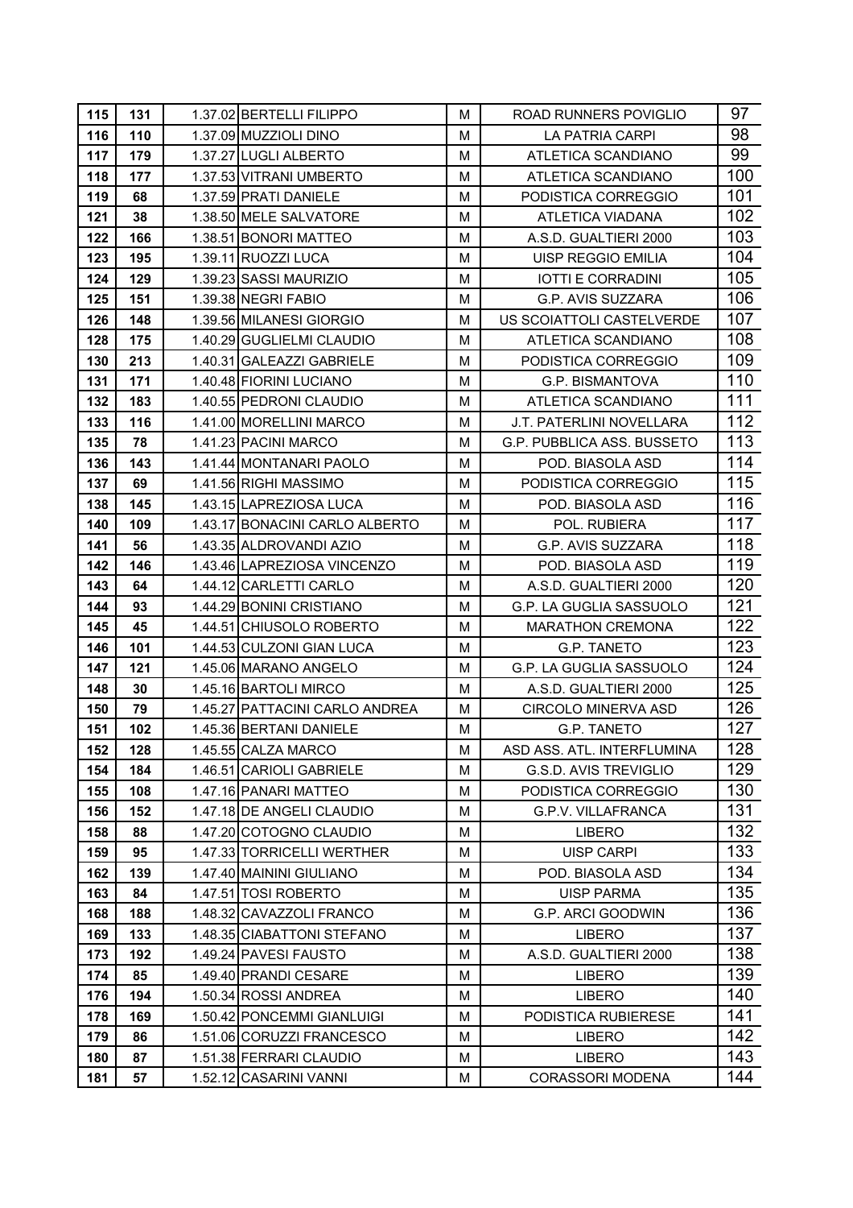| | | | | | | |
|---|---|---|---|---|---|---|
| 115 | 131 | 1.37.02 | BERTELLI FILIPPO | M | ROAD RUNNERS POVIGLIO | 97 |
| 116 | 110 | 1.37.09 | MUZZIOLI DINO | M | LA PATRIA CARPI | 98 |
| 117 | 179 | 1.37.27 | LUGLI ALBERTO | M | ATLETICA SCANDIANO | 99 |
| 118 | 177 | 1.37.53 | VITRANI UMBERTO | M | ATLETICA SCANDIANO | 100 |
| 119 | 68 | 1.37.59 | PRATI DANIELE | M | PODISTICA CORREGGIO | 101 |
| 121 | 38 | 1.38.50 | MELE SALVATORE | M | ATLETICA VIADANA | 102 |
| 122 | 166 | 1.38.51 | BONORI MATTEO | M | A.S.D. GUALTIERI 2000 | 103 |
| 123 | 195 | 1.39.11 | RUOZZI LUCA | M | UISP REGGIO EMILIA | 104 |
| 124 | 129 | 1.39.23 | SASSI MAURIZIO | M | IOTTI E CORRADINI | 105 |
| 125 | 151 | 1.39.38 | NEGRI FABIO | M | G.P. AVIS SUZZARA | 106 |
| 126 | 148 | 1.39.56 | MILANESI GIORGIO | M | US SCOIATTOLI CASTELVERDE | 107 |
| 128 | 175 | 1.40.29 | GUGLIELMI CLAUDIO | M | ATLETICA SCANDIANO | 108 |
| 130 | 213 | 1.40.31 | GALEAZZI GABRIELE | M | PODISTICA CORREGGIO | 109 |
| 131 | 171 | 1.40.48 | FIORINI LUCIANO | M | G.P. BISMANTOVA | 110 |
| 132 | 183 | 1.40.55 | PEDRONI CLAUDIO | M | ATLETICA SCANDIANO | 111 |
| 133 | 116 | 1.41.00 | MORELLINI MARCO | M | J.T. PATERLINI NOVELLARA | 112 |
| 135 | 78 | 1.41.23 | PACINI MARCO | M | G.P. PUBBLICA ASS. BUSSETO | 113 |
| 136 | 143 | 1.41.44 | MONTANARI PAOLO | M | POD. BIASOLA ASD | 114 |
| 137 | 69 | 1.41.56 | RIGHI MASSIMO | M | PODISTICA CORREGGIO | 115 |
| 138 | 145 | 1.43.15 | LAPREZIOSA LUCA | M | POD. BIASOLA ASD | 116 |
| 140 | 109 | 1.43.17 | BONACINI CARLO ALBERTO | M | POL. RUBIERA | 117 |
| 141 | 56 | 1.43.35 | ALDROVANDI AZIO | M | G.P. AVIS SUZZARA | 118 |
| 142 | 146 | 1.43.46 | LAPREZIOSA VINCENZO | M | POD. BIASOLA ASD | 119 |
| 143 | 64 | 1.44.12 | CARLETTI CARLO | M | A.S.D. GUALTIERI 2000 | 120 |
| 144 | 93 | 1.44.29 | BONINI CRISTIANO | M | G.P. LA GUGLIA SASSUOLO | 121 |
| 145 | 45 | 1.44.51 | CHIUSOLO ROBERTO | M | MARATHON CREMONA | 122 |
| 146 | 101 | 1.44.53 | CULZONI GIAN LUCA | M | G.P. TANETO | 123 |
| 147 | 121 | 1.45.06 | MARANO ANGELO | M | G.P. LA GUGLIA SASSUOLO | 124 |
| 148 | 30 | 1.45.16 | BARTOLI MIRCO | M | A.S.D. GUALTIERI 2000 | 125 |
| 150 | 79 | 1.45.27 | PATTACINI CARLO ANDREA | M | CIRCOLO MINERVA ASD | 126 |
| 151 | 102 | 1.45.36 | BERTANI DANIELE | M | G.P. TANETO | 127 |
| 152 | 128 | 1.45.55 | CALZA MARCO | M | ASD ASS. ATL. INTERFLUMINA | 128 |
| 154 | 184 | 1.46.51 | CARIOLI GABRIELE | M | G.S.D. AVIS TREVIGLIO | 129 |
| 155 | 108 | 1.47.16 | PANARI MATTEO | M | PODISTICA CORREGGIO | 130 |
| 156 | 152 | 1.47.18 | DE ANGELI CLAUDIO | M | G.P.V. VILLAFRANCA | 131 |
| 158 | 88 | 1.47.20 | COTOGNO CLAUDIO | M | LIBERO | 132 |
| 159 | 95 | 1.47.33 | TORRICELLI WERTHER | M | UISP CARPI | 133 |
| 162 | 139 | 1.47.40 | MAININI GIULIANO | M | POD. BIASOLA ASD | 134 |
| 163 | 84 | 1.47.51 | TOSI ROBERTO | M | UISP PARMA | 135 |
| 168 | 188 | 1.48.32 | CAVAZZOLI FRANCO | M | G.P. ARCI GOODWIN | 136 |
| 169 | 133 | 1.48.35 | CIABATTONI STEFANO | M | LIBERO | 137 |
| 173 | 192 | 1.49.24 | PAVESI FAUSTO | M | A.S.D. GUALTIERI 2000 | 138 |
| 174 | 85 | 1.49.40 | PRANDI CESARE | M | LIBERO | 139 |
| 176 | 194 | 1.50.34 | ROSSI ANDREA | M | LIBERO | 140 |
| 178 | 169 | 1.50.42 | PONCEMMI GIANLUIGI | M | PODISTICA RUBIERESE | 141 |
| 179 | 86 | 1.51.06 | CORUZZI FRANCESCO | M | LIBERO | 142 |
| 180 | 87 | 1.51.38 | FERRARI CLAUDIO | M | LIBERO | 143 |
| 181 | 57 | 1.52.12 | CASARINI VANNI | M | CORASSORI MODENA | 144 |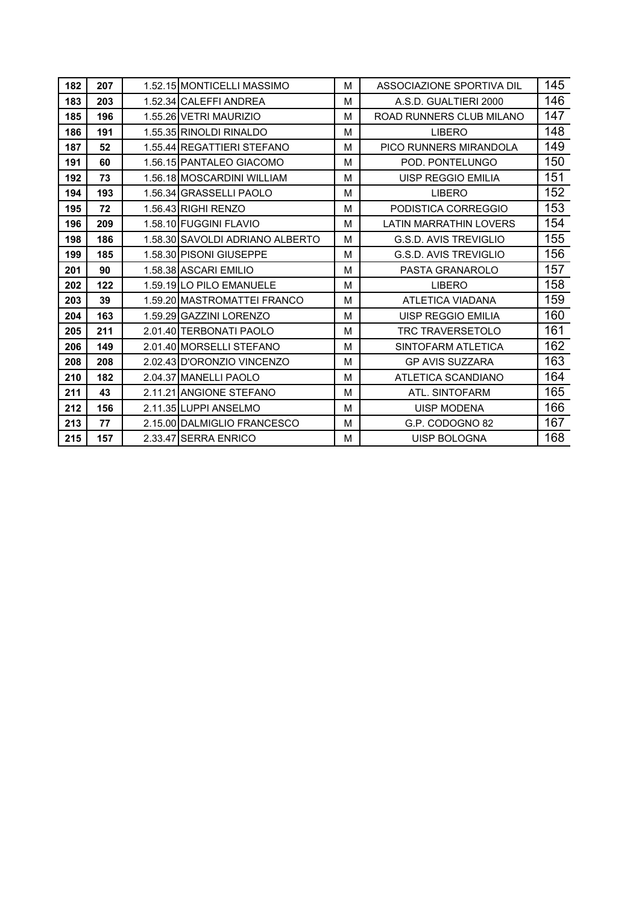| | | | | | | |
|---|---|---|---|---|---|---|
| 182 | 207 | 1.52.15 | MONTICELLI MASSIMO | M | ASSOCIAZIONE SPORTIVA DIL | 145 |
| 183 | 203 | 1.52.34 | CALEFFI ANDREA | M | A.S.D. GUALTIERI 2000 | 146 |
| 185 | 196 | 1.55.26 | VETRI MAURIZIO | M | ROAD RUNNERS CLUB MILANO | 147 |
| 186 | 191 | 1.55.35 | RINOLDI RINALDO | M | LIBERO | 148 |
| 187 | 52 | 1.55.44 | REGATTIERI STEFANO | M | PICO RUNNERS MIRANDOLA | 149 |
| 191 | 60 | 1.56.15 | PANTALEO GIACOMO | M | POD. PONTELUNGO | 150 |
| 192 | 73 | 1.56.18 | MOSCARDINI WILLIAM | M | UISP REGGIO EMILIA | 151 |
| 194 | 193 | 1.56.34 | GRASSELLI PAOLO | M | LIBERO | 152 |
| 195 | 72 | 1.56.43 | RIGHI RENZO | M | PODISTICA CORREGGIO | 153 |
| 196 | 209 | 1.58.10 | FUGGINI FLAVIO | M | LATIN MARRATHIN LOVERS | 154 |
| 198 | 186 | 1.58.30 | SAVOLDI ADRIANO ALBERTO | M | G.S.D. AVIS TREVIGLIO | 155 |
| 199 | 185 | 1.58.30 | PISONI GIUSEPPE | M | G.S.D. AVIS TREVIGLIO | 156 |
| 201 | 90 | 1.58.38 | ASCARI EMILIO | M | PASTA GRANAROLO | 157 |
| 202 | 122 | 1.59.19 | LO PILO EMANUELE | M | LIBERO | 158 |
| 203 | 39 | 1.59.20 | MASTROMATTEI FRANCO | M | ATLETICA VIADANA | 159 |
| 204 | 163 | 1.59.29 | GAZZINI LORENZO | M | UISP REGGIO EMILIA | 160 |
| 205 | 211 | 2.01.40 | TERBONATI PAOLO | M | TRC TRAVERSETOLO | 161 |
| 206 | 149 | 2.01.40 | MORSELLI STEFANO | M | SINTOFARM ATLETICA | 162 |
| 208 | 208 | 2.02.43 | D'ORONZIO VINCENZO | M | GP AVIS SUZZARA | 163 |
| 210 | 182 | 2.04.37 | MANELLI PAOLO | M | ATLETICA SCANDIANO | 164 |
| 211 | 43 | 2.11.21 | ANGIONE STEFANO | M | ATL. SINTOFARM | 165 |
| 212 | 156 | 2.11.35 | LUPPI ANSELMO | M | UISP MODENA | 166 |
| 213 | 77 | 2.15.00 | DALMIGLIO FRANCESCO | M | G.P. CODOGNO 82 | 167 |
| 215 | 157 | 2.33.47 | SERRA ENRICO | M | UISP BOLOGNA | 168 |